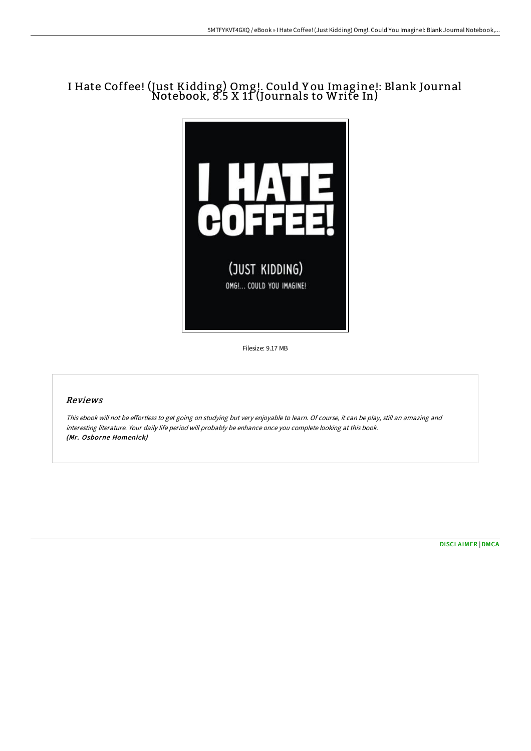# I Hate Coffee! (Just Kidding) Omg!. Could You Imagine!: Blank Journal Notebook, 8.5 X 11 (Journals to Write In)

Filesize: 9.17 MB

## Reviews

*This ebook will not be effortless to get going on studying but very enjoyable to learn. Of course, it can be play, still an amazing and interesting literature. Your daily life period will probably be enhance once you complete looking at this book.*
***(Mr. Osborne Homenick)***

[DISCLAIMER](#) | [DMCA](#)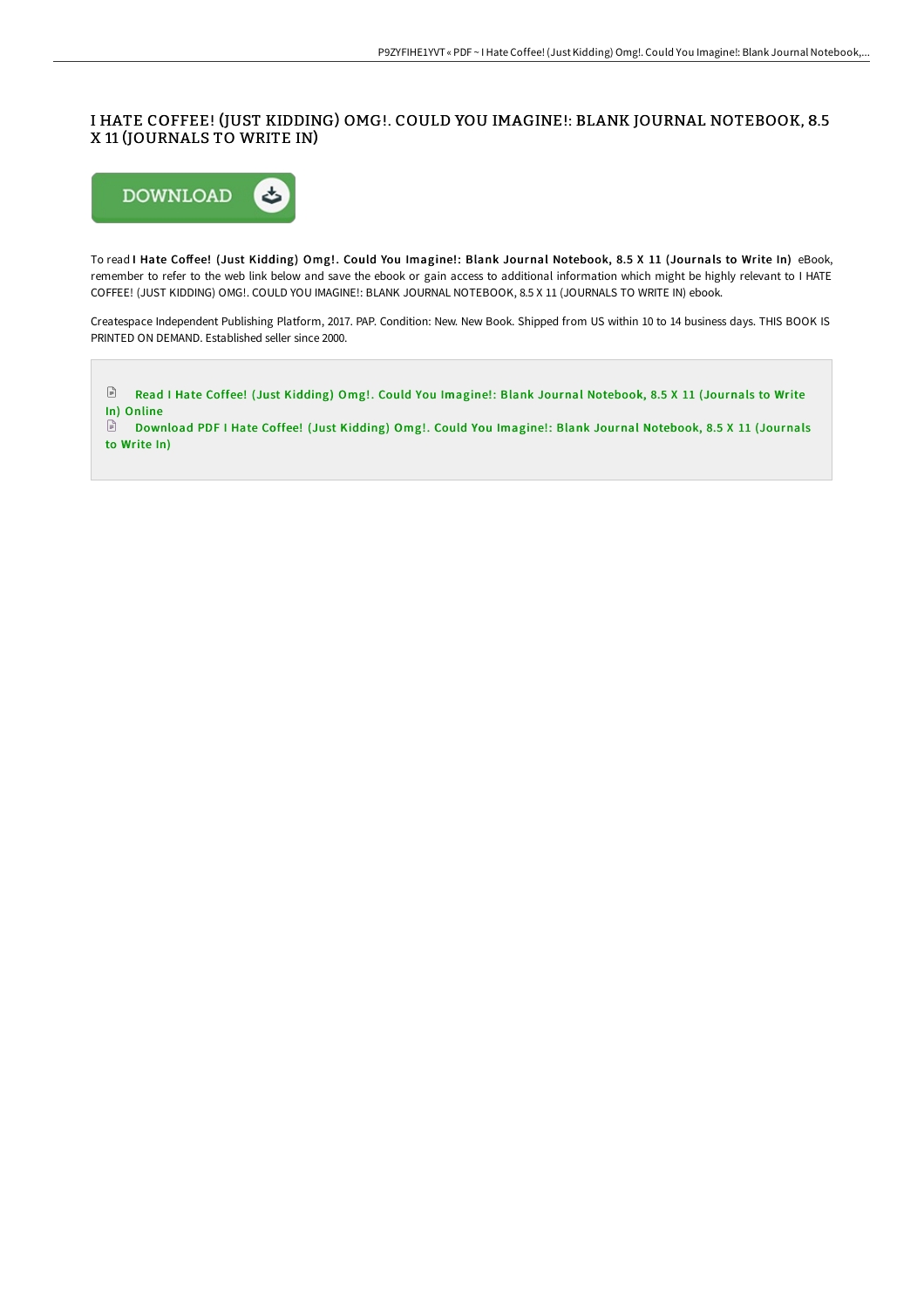# I HATE COFFEE! (JUST KIDDING) OMG!. COULD YOU IMAGINE!: BLANK JOURNAL NOTEBOOK, 8.5 X 11 (JOURNALS TO WRITE IN)

DOWNLOAD

To read **I Hate Coffee! (Just Kidding) Omg!. Could You Imagine!: Blank Journal Notebook, 8.5 X 11 (Journals to Write In)** eBook, remember to refer to the web link below and save the ebook or gain access to additional information which might be highly relevant to I HATE COFFEE! (JUST KIDDING) OMG!. COULD YOU IMAGINE!: BLANK JOURNAL NOTEBOOK, 8.5 X 11 (JOURNALS TO WRITE IN) ebook.

Createspace Independent Publishing Platform, 2017. PAP. Condition: New. New Book. Shipped from US within 10 to 14 business days. THIS BOOK IS PRINTED ON DEMAND. Established seller since 2000.

Read I Hate Coffee! (Just Kidding) Omg!. Could You Imagine!: Blank Journal Notebook, 8.5 X 11 (Journals to Write In) Online

Download PDF I Hate Coffee! (Just Kidding) Omg!. Could You Imagine!: Blank Journal Notebook, 8.5 X 11 (Journals to Write In)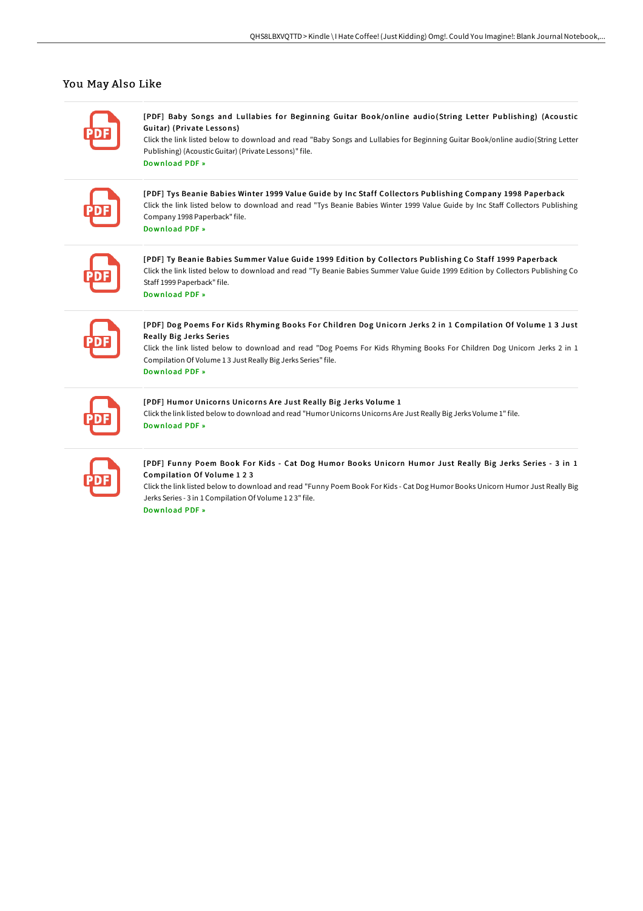## You May Also Like

**[PDF] Baby Songs and Lullabies for Beginning Guitar Book/online audio(String Letter Publishing) (Acoustic Guitar) (Private Lessons)**

Click the link listed below to download and read "Baby Songs and Lullabies for Beginning Guitar Book/online audio(String Letter Publishing) (Acoustic Guitar) (Private Lessons)" file.

Download PDF »

**[PDF] Tys Beanie Babies Winter 1999 Value Guide by Inc Staff Collectors Publishing Company 1998 Paperback**

Click the link listed below to download and read "Tys Beanie Babies Winter 1999 Value Guide by Inc Staff Collectors Publishing Company 1998 Paperback" file.

Download PDF »

**[PDF] Ty Beanie Babies Summer Value Guide 1999 Edition by Collectors Publishing Co Staff 1999 Paperback**

Click the link listed below to download and read "Ty Beanie Babies Summer Value Guide 1999 Edition by Collectors Publishing Co Staff 1999 Paperback" file.

Download PDF »

**[PDF] Dog Poems For Kids Rhyming Books For Children Dog Unicorn Jerks 2 in 1 Compilation Of Volume 1 3 Just Really Big Jerks Series**

Click the link listed below to download and read "Dog Poems For Kids Rhyming Books For Children Dog Unicorn Jerks 2 in 1 Compilation Of Volume 1 3 Just Really Big Jerks Series" file.

Download PDF »

**[PDF] Humor Unicorns Unicorns Are Just Really Big Jerks Volume 1**

Click the link listed below to download and read "Humor Unicorns Unicorns Are Just Really Big Jerks Volume 1" file.

Download PDF »

**[PDF] Funny Poem Book For Kids - Cat Dog Humor Books Unicorn Humor Just Really Big Jerks Series - 3 in 1 Compilation Of Volume 1 2 3**

Click the link listed below to download and read "Funny Poem Book For Kids - Cat Dog Humor Books Unicorn Humor Just Really Big Jerks Series - 3 in 1 Compilation Of Volume 1 2 3" file.

Download PDF »